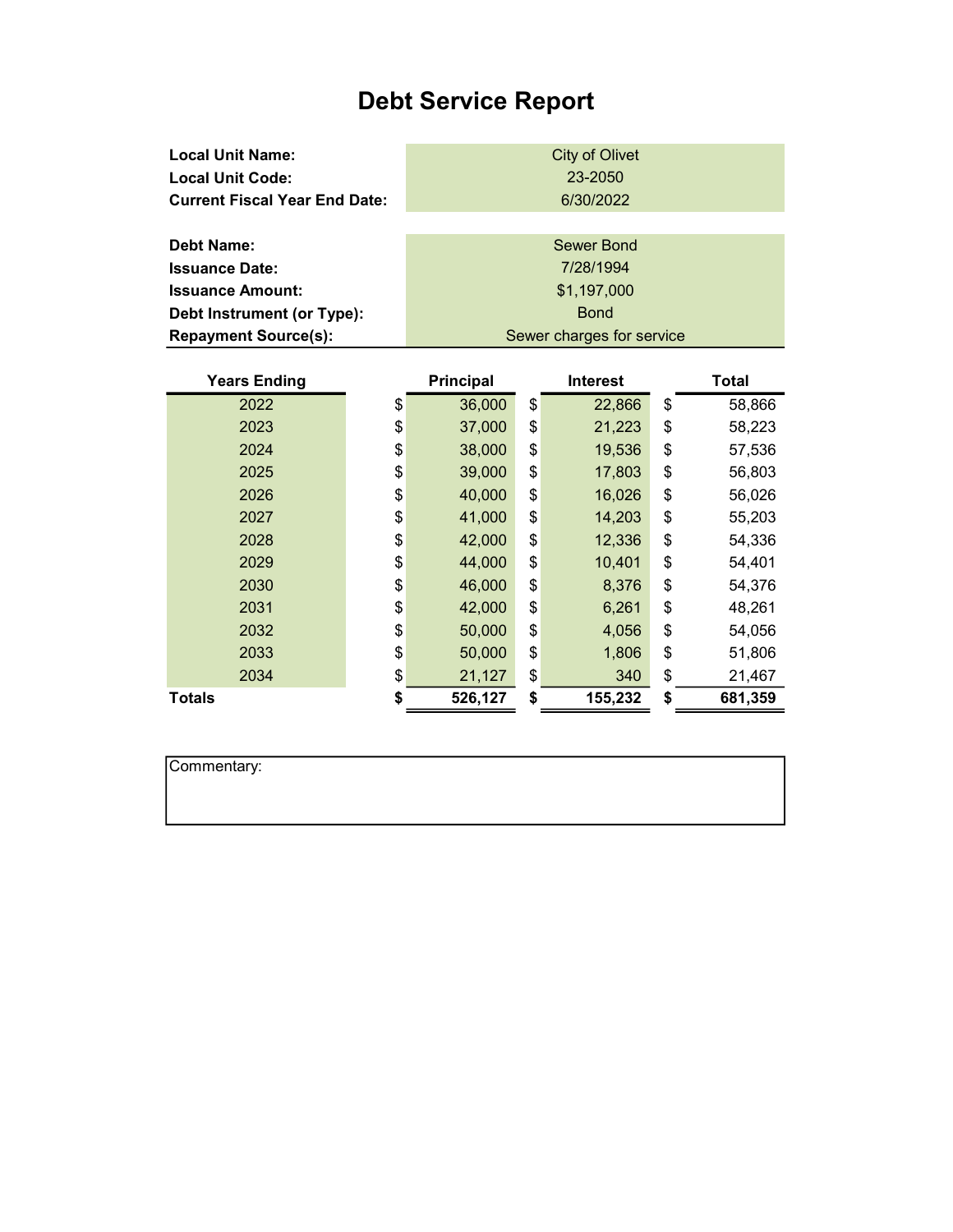# Debt Service Report

| | |
|---|---|
| **Local Unit Name:** | City of Olivet |
| **Local Unit Code:** | 23-2050 |
| **Current Fiscal Year End Date:** | 6/30/2022 |

| | |
|---|---|
| **Debt Name:** | Sewer Bond |
| **Issuance Date:** | 7/28/1994 |
| **Issuance Amount:** | $1,197,000 |
| **Debt Instrument (or Type):** | Bond |
| **Repayment Source(s):** | Sewer charges for service |

| Years Ending | Principal | Interest | Total |
|---|---|---|---|
| 2022 | $ 36,000 | $ 22,866 | $ 58,866 |
| 2023 | $ 37,000 | $ 21,223 | $ 58,223 |
| 2024 | $ 38,000 | $ 19,536 | $ 57,536 |
| 2025 | $ 39,000 | $ 17,803 | $ 56,803 |
| 2026 | $ 40,000 | $ 16,026 | $ 56,026 |
| 2027 | $ 41,000 | $ 14,203 | $ 55,203 |
| 2028 | $ 42,000 | $ 12,336 | $ 54,336 |
| 2029 | $ 44,000 | $ 10,401 | $ 54,401 |
| 2030 | $ 46,000 | $ 8,376 | $ 54,376 |
| 2031 | $ 42,000 | $ 6,261 | $ 48,261 |
| 2032 | $ 50,000 | $ 4,056 | $ 54,056 |
| 2033 | $ 50,000 | $ 1,806 | $ 51,806 |
| 2034 | $ 21,127 | $ 340 | $ 21,467 |
| **Totals** | **$ 526,127** | **$ 155,232** | **$ 681,359** |

Commentary: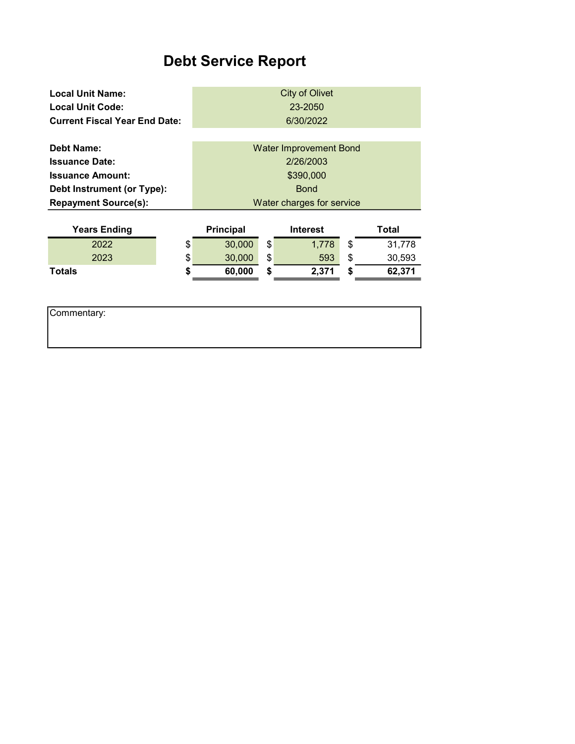# Debt Service Report

| | |
|---|---|
| **Local Unit Name:** | City of Olivet |
| **Local Unit Code:** | 23-2050 |
| **Current Fiscal Year End Date:** | 6/30/2022 |

| | |
|---|---|
| **Debt Name:** | Water Improvement Bond |
| **Issuance Date:** | 2/26/2003 |
| **Issuance Amount:** | $390,000 |
| **Debt Instrument (or Type):** | Bond |
| **Repayment Source(s):** | Water charges for service |

| Years Ending | Principal | Interest | Total |
|---|---|---|---|
| 2022 | $ 30,000 | $ 1,778 | $ 31,778 |
| 2023 | $ 30,000 | $ 593 | $ 30,593 |
| **Totals** | **$ 60,000** | **$ 2,371** | **$ 62,371** |

Commentary: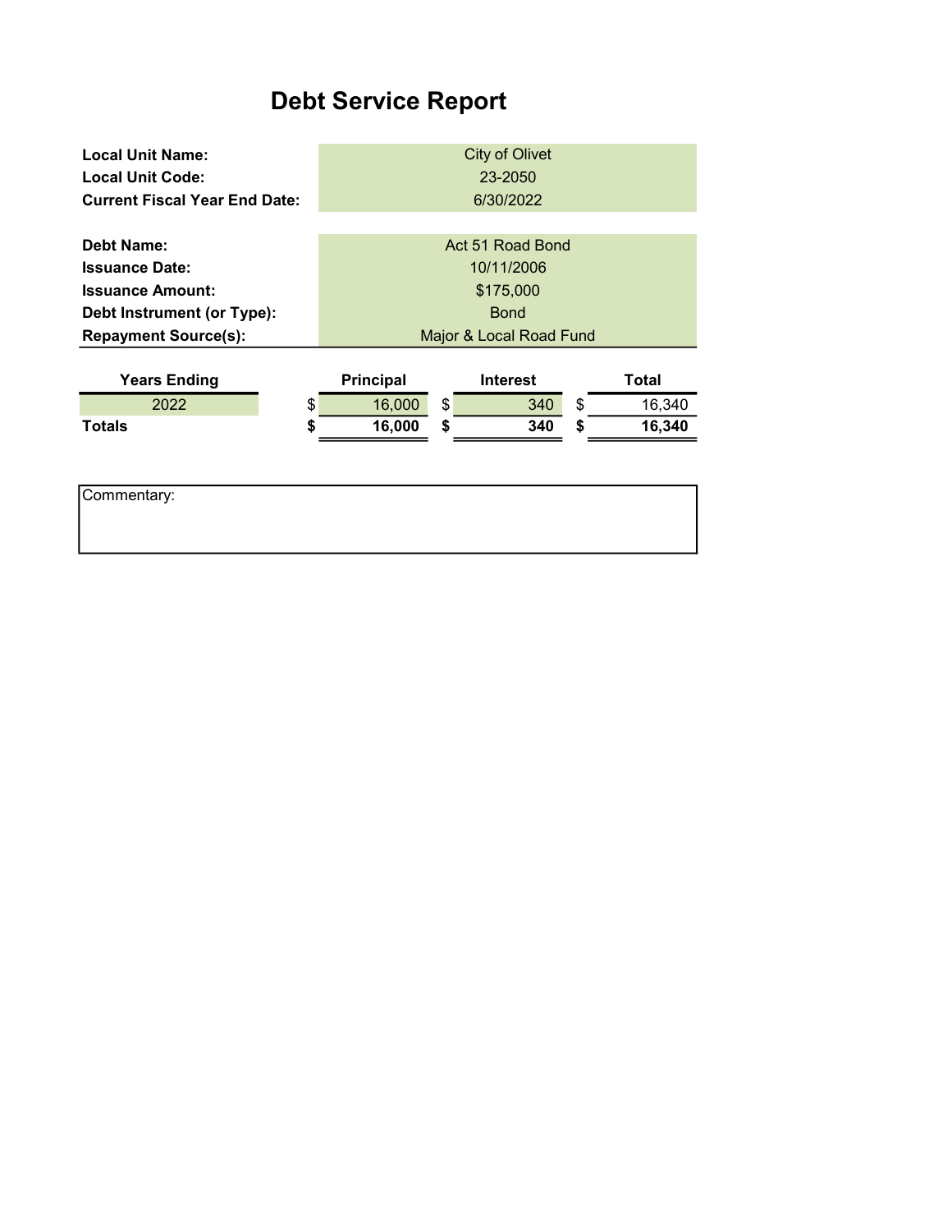# Debt Service Report

| | |
|---|---|
| **Local Unit Name:** | City of Olivet |
| **Local Unit Code:** | 23-2050 |
| **Current Fiscal Year End Date:** | 6/30/2022 |

| | |
|---|---|
| **Debt Name:** | Act 51 Road Bond |
| **Issuance Date:** | 10/11/2006 |
| **Issuance Amount:** | $175,000 |
| **Debt Instrument (or Type):** | Bond |
| **Repayment Source(s):** | Major & Local Road Fund |

| Years Ending | Principal | Interest | Total |
|---|---|---|---|
| 2022 | $ 16,000 | $ 340 | $ 16,340 |
| **Totals** | **$ 16,000** | **$ 340** | **$ 16,340** |

Commentary: